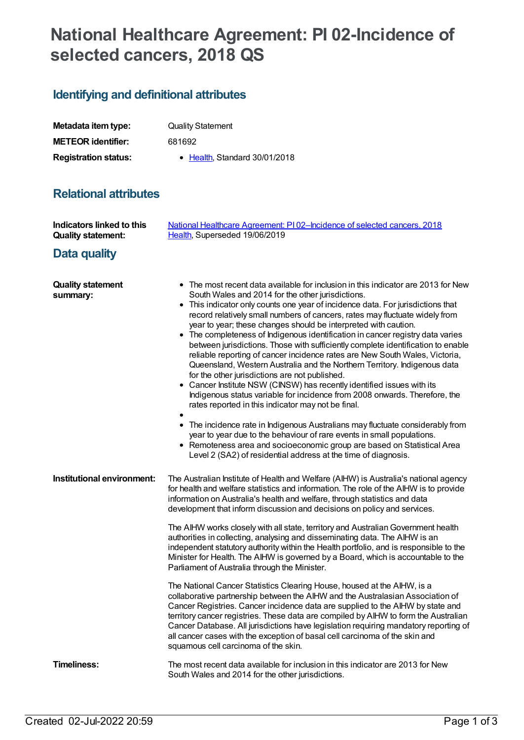# National Healthcare Agreement: PI 02-Incidence of selected cancers, 2018 QS

## Identifying and definitional attributes

**Metadata item type:** Quality Statement

**METEOR identifier:** 681692

**Registration status:**
- Health, Standard 30/01/2018

## Relational attributes

**Indicators linked to this Quality statement:** National Healthcare Agreement: PI 02–Incidence of selected cancers, 2018
Health, Superseded 19/06/2019

## Data quality

**Quality statement summary:**

- The most recent data available for inclusion in this indicator are 2013 for New South Wales and 2014 for the other jurisdictions.
- This indicator only counts one year of incidence data. For jurisdictions that record relatively small numbers of cancers, rates may fluctuate widely from year to year; these changes should be interpreted with caution.
- The completeness of Indigenous identification in cancer registry data varies between jurisdictions. Those with sufficiently complete identification to enable reliable reporting of cancer incidence rates are New South Wales, Victoria, Queensland, Western Australia and the Northern Territory. Indigenous data for the other jurisdictions are not published.
- Cancer Institute NSW (CINSW) has recently identified issues with its Indigenous status variable for incidence from 2008 onwards. Therefore, the rates reported in this indicator may not be final.
- 
- The incidence rate in Indigenous Australians may fluctuate considerably from year to year due to the behaviour of rare events in small populations.
- Remoteness area and socioeconomic group are based on Statistical Area Level 2 (SA2) of residential address at the time of diagnosis.

**Institutional environment:**

The Australian Institute of Health and Welfare (AIHW) is Australia's national agency for health and welfare statistics and information. The role of the AIHW is to provide information on Australia's health and welfare, through statistics and data development that inform discussion and decisions on policy and services.

The AIHW works closely with all state, territory and Australian Government health authorities in collecting, analysing and disseminating data. The AIHW is an independent statutory authority within the Health portfolio, and is responsible to the Minister for Health. The AIHW is governed by a Board, which is accountable to the Parliament of Australia through the Minister.

The National Cancer Statistics Clearing House, housed at the AIHW, is a collaborative partnership between the AIHW and the Australasian Association of Cancer Registries. Cancer incidence data are supplied to the AIHW by state and territory cancer registries. These data are compiled by AIHW to form the Australian Cancer Database. All jurisdictions have legislation requiring mandatory reporting of all cancer cases with the exception of basal cell carcinoma of the skin and squamous cell carcinoma of the skin.

**Timeliness:**

The most recent data available for inclusion in this indicator are 2013 for New South Wales and 2014 for the other jurisdictions.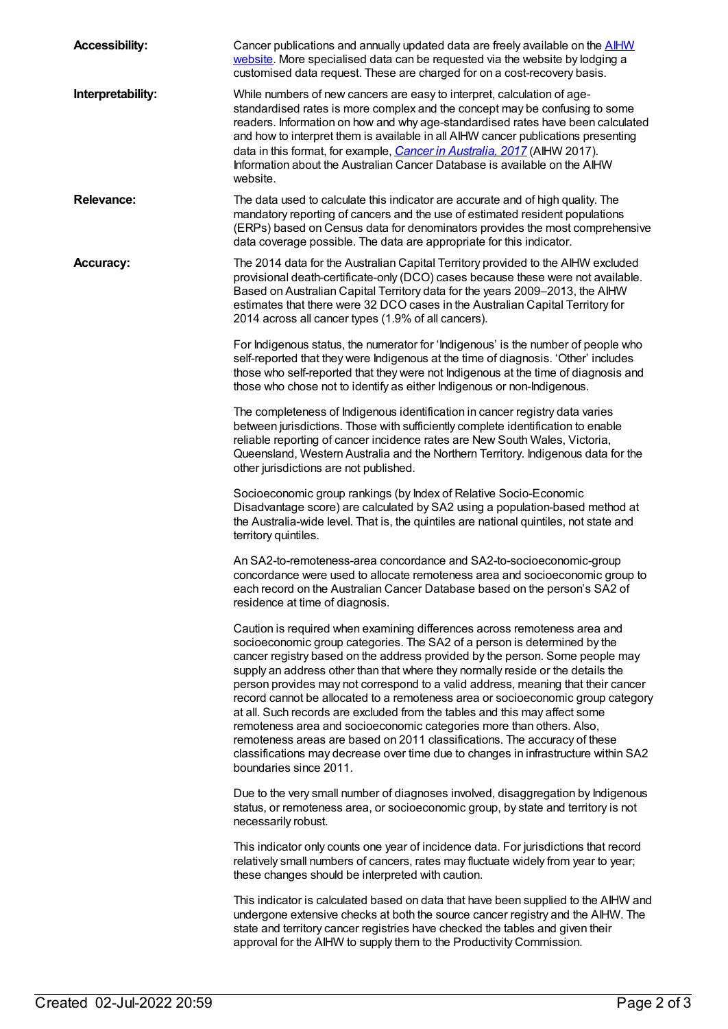**Accessibility:** Cancer publications and annually updated data are freely available on the AIHW website. More specialised data can be requested via the website by lodging a customised data request. These are charged for on a cost-recovery basis.

**Interpretability:** While numbers of new cancers are easy to interpret, calculation of age-standardised rates is more complex and the concept may be confusing to some readers. Information on how and why age-standardised rates have been calculated and how to interpret them is available in all AIHW cancer publications presenting data in this format, for example, *Cancer in Australia, 2017* (AIHW 2017). Information about the Australian Cancer Database is available on the AIHW website.

**Relevance:** The data used to calculate this indicator are accurate and of high quality. The mandatory reporting of cancers and the use of estimated resident populations (ERPs) based on Census data for denominators provides the most comprehensive data coverage possible. The data are appropriate for this indicator.

**Accuracy:** The 2014 data for the Australian Capital Territory provided to the AIHW excluded provisional death-certificate-only (DCO) cases because these were not available. Based on Australian Capital Territory data for the years 2009–2013, the AIHW estimates that there were 32 DCO cases in the Australian Capital Territory for 2014 across all cancer types (1.9% of all cancers).

For Indigenous status, the numerator for 'Indigenous' is the number of people who self-reported that they were Indigenous at the time of diagnosis. 'Other' includes those who self-reported that they were not Indigenous at the time of diagnosis and those who chose not to identify as either Indigenous or non-Indigenous.

The completeness of Indigenous identification in cancer registry data varies between jurisdictions. Those with sufficiently complete identification to enable reliable reporting of cancer incidence rates are New South Wales, Victoria, Queensland, Western Australia and the Northern Territory. Indigenous data for the other jurisdictions are not published.

Socioeconomic group rankings (by Index of Relative Socio-Economic Disadvantage score) are calculated by SA2 using a population-based method at the Australia-wide level. That is, the quintiles are national quintiles, not state and territory quintiles.

An SA2-to-remoteness-area concordance and SA2-to-socioeconomic-group concordance were used to allocate remoteness area and socioeconomic group to each record on the Australian Cancer Database based on the person's SA2 of residence at time of diagnosis.

Caution is required when examining differences across remoteness area and socioeconomic group categories. The SA2 of a person is determined by the cancer registry based on the address provided by the person. Some people may supply an address other than that where they normally reside or the details the person provides may not correspond to a valid address, meaning that their cancer record cannot be allocated to a remoteness area or socioeconomic group category at all. Such records are excluded from the tables and this may affect some remoteness area and socioeconomic categories more than others. Also, remoteness areas are based on 2011 classifications. The accuracy of these classifications may decrease over time due to changes in infrastructure within SA2 boundaries since 2011.

Due to the very small number of diagnoses involved, disaggregation by Indigenous status, or remoteness area, or socioeconomic group, by state and territory is not necessarily robust.

This indicator only counts one year of incidence data. For jurisdictions that record relatively small numbers of cancers, rates may fluctuate widely from year to year; these changes should be interpreted with caution.

This indicator is calculated based on data that have been supplied to the AIHW and undergone extensive checks at both the source cancer registry and the AIHW. The state and territory cancer registries have checked the tables and given their approval for the AIHW to supply them to the Productivity Commission.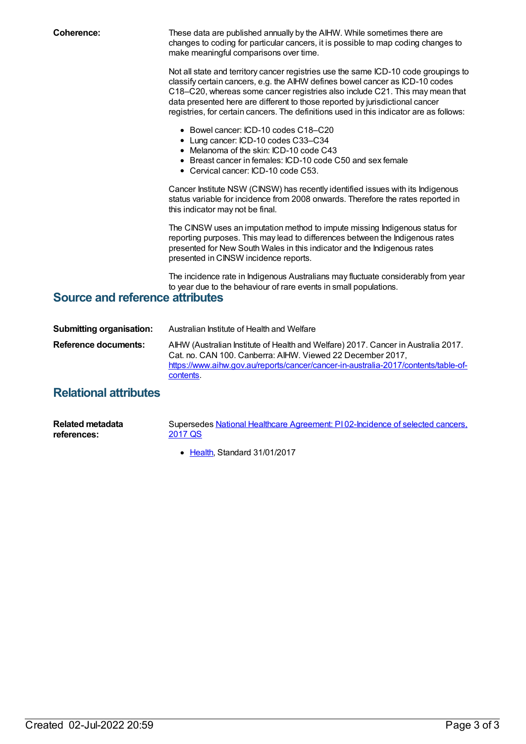**Coherence:** These data are published annually by the AIHW. While sometimes there are changes to coding for particular cancers, it is possible to map coding changes to make meaningful comparisons over time.

Not all state and territory cancer registries use the same ICD-10 code groupings to classify certain cancers, e.g. the AIHW defines bowel cancer as ICD-10 codes C18–C20, whereas some cancer registries also include C21. This may mean that data presented here are different to those reported by jurisdictional cancer registries, for certain cancers. The definitions used in this indicator are as follows:

- Bowel cancer: ICD-10 codes C18–C20
- Lung cancer: ICD-10 codes C33–C34
- Melanoma of the skin: ICD-10 code C43
- Breast cancer in females: ICD-10 code C50 and sex female
- Cervical cancer: ICD-10 code C53.

Cancer Institute NSW (CINSW) has recently identified issues with its Indigenous status variable for incidence from 2008 onwards. Therefore the rates reported in this indicator may not be final.

The CINSW uses an imputation method to impute missing Indigenous status for reporting purposes. This may lead to differences between the Indigenous rates presented for New South Wales in this indicator and the Indigenous rates presented in CINSW incidence reports.

The incidence rate in Indigenous Australians may fluctuate considerably from year to year due to the behaviour of rare events in small populations.

## Source and reference attributes

**Submitting organisation:** Australian Institute of Health and Welfare

**Reference documents:** AIHW (Australian Institute of Health and Welfare) 2017. Cancer in Australia 2017. Cat. no. CAN 100. Canberra: AIHW. Viewed 22 December 2017, https://www.aihw.gov.au/reports/cancer/cancer-in-australia-2017/contents/table-of-contents.

## Relational attributes

**Related metadata references:** Supersedes National Healthcare Agreement: PI 02-Incidence of selected cancers, 2017 QS

- Health, Standard 31/01/2017